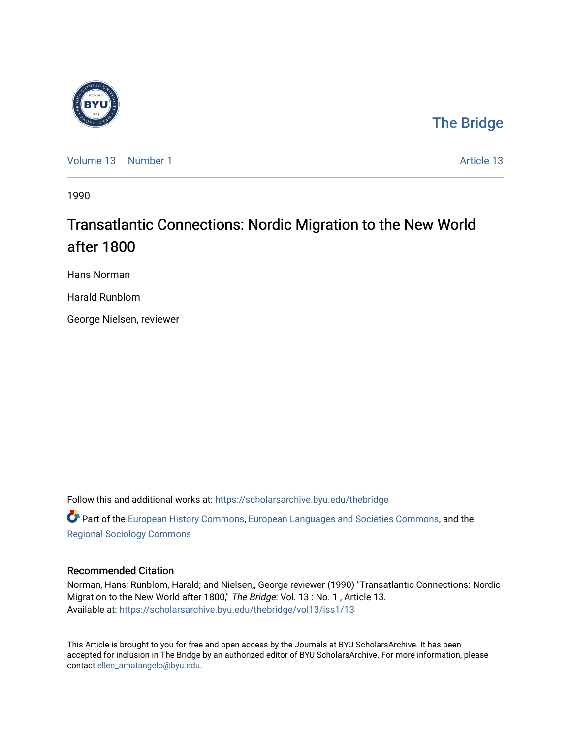The Bridge

Volume 13 | Number 1

Article 13

1990

# Transatlantic Connections: Nordic Migration to the New World after 1800

Hans Norman

Harald Runblom

George Nielsen, reviewer

Follow this and additional works at: https://scholarsarchive.byu.edu/thebridge

Part of the European History Commons, European Languages and Societies Commons, and the Regional Sociology Commons

## Recommended Citation

Norman, Hans; Runblom, Harald; and Nielsen,, George reviewer (1990) "Transatlantic Connections: Nordic Migration to the New World after 1800," *The Bridge*: Vol. 13 : No. 1 , Article 13.
Available at: https://scholarsarchive.byu.edu/thebridge/vol13/iss1/13

This Article is brought to you for free and open access by the Journals at BYU ScholarsArchive. It has been accepted for inclusion in The Bridge by an authorized editor of BYU ScholarsArchive. For more information, please contact ellen_amatangelo@byu.edu.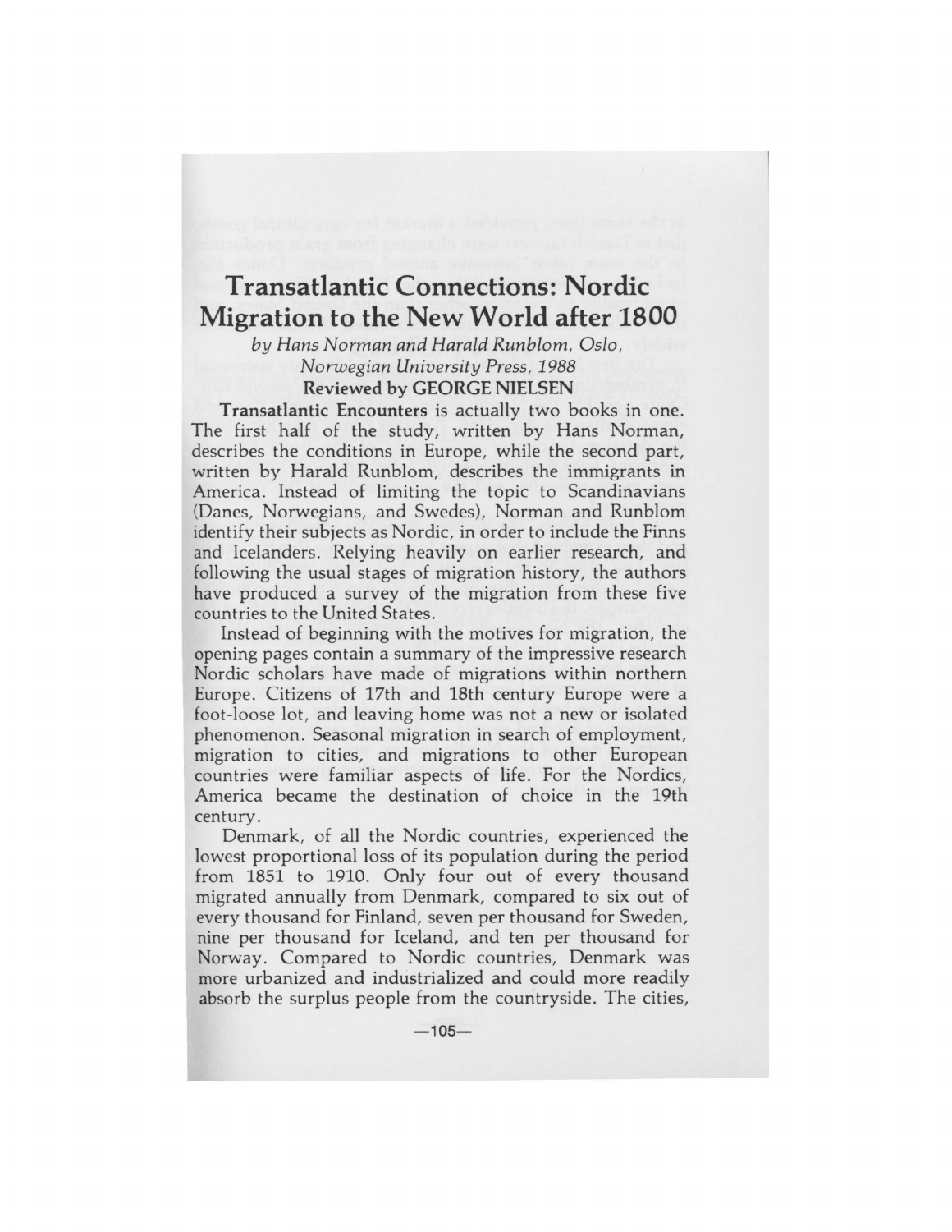# Transatlantic Connections: Nordic Migration to the New World after 1800

*by Hans Norman and Harald Runblom, Oslo, Norwegian University Press, 1988*

**Reviewed by GEORGE NIELSEN**

**Transatlantic Encounters** is actually two books in one. The first half of the study, written by Hans Norman, describes the conditions in Europe, while the second part, written by Harald Runblom, describes the immigrants in America. Instead of limiting the topic to Scandinavians (Danes, Norwegians, and Swedes), Norman and Runblom identify their subjects as Nordic, in order to include the Finns and Icelanders. Relying heavily on earlier research, and following the usual stages of migration history, the authors have produced a survey of the migration from these five countries to the United States.

Instead of beginning with the motives for migration, the opening pages contain a summary of the impressive research Nordic scholars have made of migrations within northern Europe. Citizens of 17th and 18th century Europe were a foot-loose lot, and leaving home was not a new or isolated phenomenon. Seasonal migration in search of employment, migration to cities, and migrations to other European countries were familiar aspects of life. For the Nordics, America became the destination of choice in the 19th century.

Denmark, of all the Nordic countries, experienced the lowest proportional loss of its population during the period from 1851 to 1910. Only four out of every thousand migrated annually from Denmark, compared to six out of every thousand for Finland, seven per thousand for Sweden, nine per thousand for Iceland, and ten per thousand for Norway. Compared to Nordic countries, Denmark was more urbanized and industrialized and could more readily absorb the surplus people from the countryside. The cities,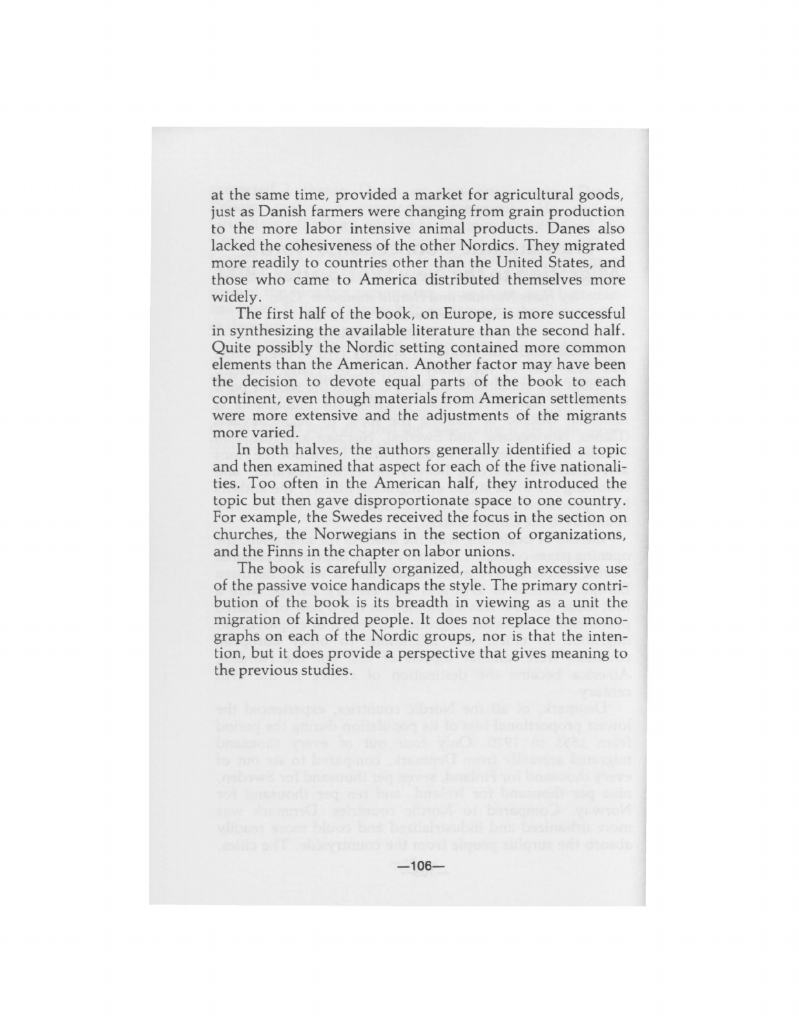at the same time, provided a market for agricultural goods, just as Danish farmers were changing from grain production to the more labor intensive animal products. Danes also lacked the cohesiveness of the other Nordics. They migrated more readily to countries other than the United States, and those who came to America distributed themselves more widely.

The first half of the book, on Europe, is more successful in synthesizing the available literature than the second half. Quite possibly the Nordic setting contained more common elements than the American. Another factor may have been the decision to devote equal parts of the book to each continent, even though materials from American settlements were more extensive and the adjustments of the migrants more varied.

In both halves, the authors generally identified a topic and then examined that aspect for each of the five nationalities. Too often in the American half, they introduced the topic but then gave disproportionate space to one country. For example, the Swedes received the focus in the section on churches, the Norwegians in the section of organizations, and the Finns in the chapter on labor unions.

The book is carefully organized, although excessive use of the passive voice handicaps the style. The primary contribution of the book is its breadth in viewing as a unit the migration of kindred people. It does not replace the monographs on each of the Nordic groups, nor is that the intention, but it does provide a perspective that gives meaning to the previous studies.